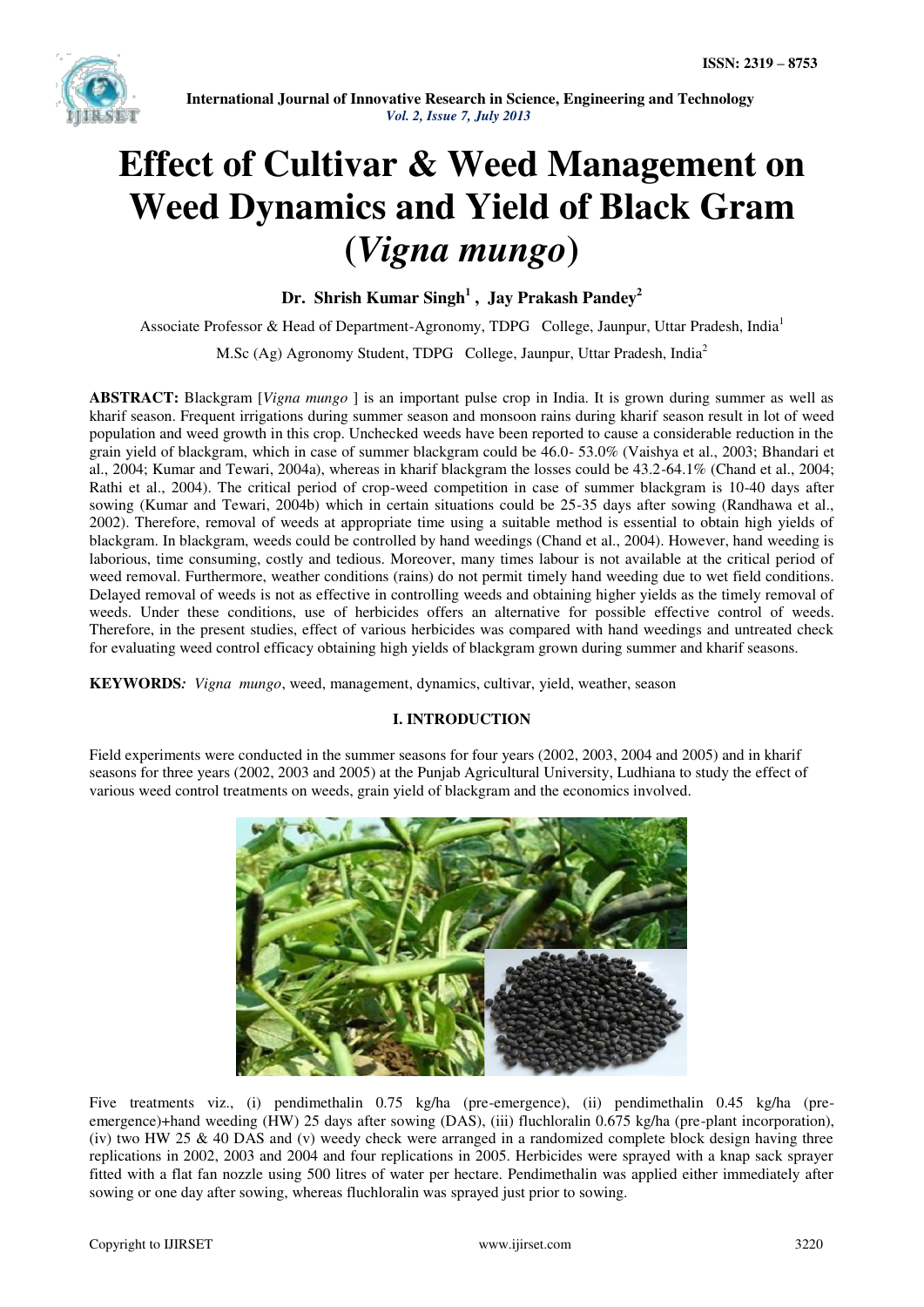# Effect of Cultivar & Weed Management on Weed Dynamics and Yield of Black Gram (*Vigna mungo*)

**Dr. Shrish Kumar Singh[1] , Jay Prakash Pandey[2]**

Associate Professor & Head of Department-Agronomy, TDPG College, Jaunpur, Uttar Pradesh, India[1]

M.Sc (Ag) Agronomy Student, TDPG College, Jaunpur, Uttar Pradesh, India[2]

**ABSTRACT:** Blackgram [*Vigna mungo* ] is an important pulse crop in India. It is grown during summer as well as kharif season. Frequent irrigations during summer season and monsoon rains during kharif season result in lot of weed population and weed growth in this crop. Unchecked weeds have been reported to cause a considerable reduction in the grain yield of blackgram, which in case of summer blackgram could be 46.0- 53.0% (Vaishya et al., 2003; Bhandari et al., 2004; Kumar and Tewari, 2004a), whereas in kharif blackgram the losses could be 43.2-64.1% (Chand et al., 2004; Rathi et al., 2004). The critical period of crop-weed competition in case of summer blackgram is 10-40 days after sowing (Kumar and Tewari, 2004b) which in certain situations could be 25-35 days after sowing (Randhawa et al., 2002). Therefore, removal of weeds at appropriate time using a suitable method is essential to obtain high yields of blackgram. In blackgram, weeds could be controlled by hand weedings (Chand et al., 2004). However, hand weeding is laborious, time consuming, costly and tedious. Moreover, many times labour is not available at the critical period of weed removal. Furthermore, weather conditions (rains) do not permit timely hand weeding due to wet field conditions. Delayed removal of weeds is not as effective in controlling weeds and obtaining higher yields as the timely removal of weeds. Under these conditions, use of herbicides offers an alternative for possible effective control of weeds. Therefore, in the present studies, effect of various herbicides was compared with hand weedings and untreated check for evaluating weed control efficacy obtaining high yields of blackgram grown during summer and kharif seasons.

**KEYWORDS***:* *Vigna mungo*, weed, management, dynamics, cultivar, yield, weather, season

## I. INTRODUCTION

Field experiments were conducted in the summer seasons for four years (2002, 2003, 2004 and 2005) and in kharif seasons for three years (2002, 2003 and 2005) at the Punjab Agricultural University, Ludhiana to study the effect of various weed control treatments on weeds, grain yield of blackgram and the economics involved.

Five treatments viz., (i) pendimethalin 0.75 kg/ha (pre-emergence), (ii) pendimethalin 0.45 kg/ha (pre-emergence)+hand weeding (HW) 25 days after sowing (DAS), (iii) fluchloralin 0.675 kg/ha (pre-plant incorporation), (iv) two HW 25 & 40 DAS and (v) weedy check were arranged in a randomized complete block design having three replications in 2002, 2003 and 2004 and four replications in 2005. Herbicides were sprayed with a knap sack sprayer fitted with a flat fan nozzle using 500 litres of water per hectare. Pendimethalin was applied either immediately after sowing or one day after sowing, whereas fluchloralin was sprayed just prior to sowing.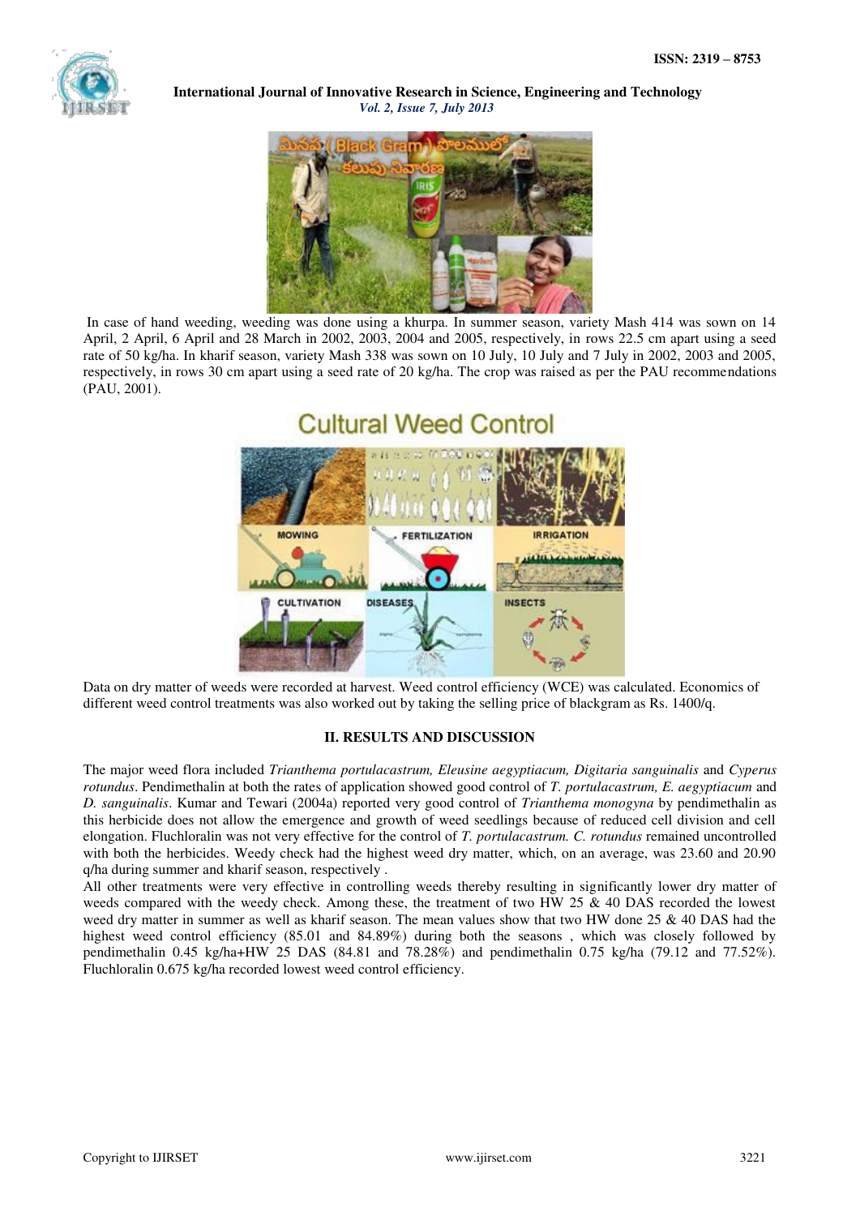In case of hand weeding, weeding was done using a khurpa. In summer season, variety Mash 414 was sown on 14 April, 2 April, 6 April and 28 March in 2002, 2003, 2004 and 2005, respectively, in rows 22.5 cm apart using a seed rate of 50 kg/ha. In kharif season, variety Mash 338 was sown on 10 July, 10 July and 7 July in 2002, 2003 and 2005, respectively, in rows 30 cm apart using a seed rate of 20 kg/ha. The crop was raised as per the PAU recommendations (PAU, 2001).

Data on dry matter of weeds were recorded at harvest. Weed control efficiency (WCE) was calculated. Economics of different weed control treatments was also worked out by taking the selling price of blackgram as Rs. 1400/q.

## II. RESULTS AND DISCUSSION

The major weed flora included *Trianthema portulacastrum, Eleusine aegyptiacum, Digitaria sanguinalis* and *Cyperus rotundus*. Pendimethalin at both the rates of application showed good control of *T. portulacastrum, E. aegyptiacum* and *D. sanguinalis*. Kumar and Tewari (2004a) reported very good control of *Trianthema monogyna* by pendimethalin as this herbicide does not allow the emergence and growth of weed seedlings because of reduced cell division and cell elongation. Fluchloralin was not very effective for the control of *T. portulacastrum. C. rotundus* remained uncontrolled with both the herbicides. Weedy check had the highest weed dry matter, which, on an average, was 23.60 and 20.90 q/ha during summer and kharif season, respectively .

All other treatments were very effective in controlling weeds thereby resulting in significantly lower dry matter of weeds compared with the weedy check. Among these, the treatment of two HW 25 & 40 DAS recorded the lowest weed dry matter in summer as well as kharif season. The mean values show that two HW done 25 & 40 DAS had the highest weed control efficiency (85.01 and 84.89%) during both the seasons , which was closely followed by pendimethalin 0.45 kg/ha+HW 25 DAS (84.81 and 78.28%) and pendimethalin 0.75 kg/ha (79.12 and 77.52%). Fluchloralin 0.675 kg/ha recorded lowest weed control efficiency.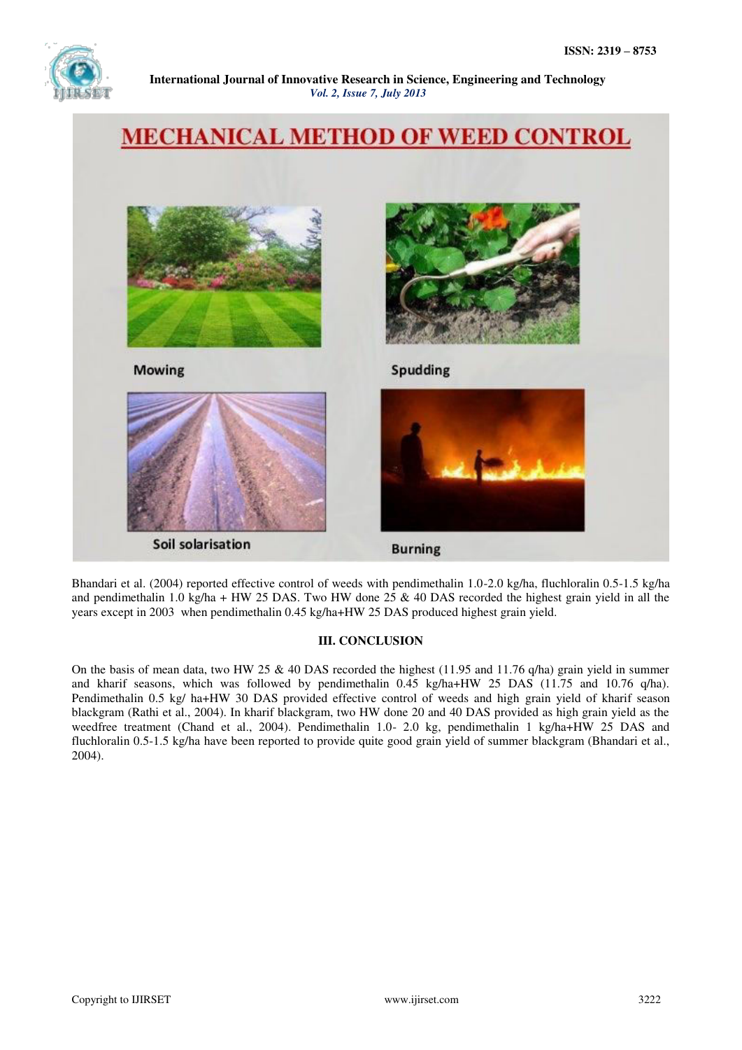Bhandari et al. (2004) reported effective control of weeds with pendimethalin 1.0-2.0 kg/ha, fluchloralin 0.5-1.5 kg/ha and pendimethalin 1.0 kg/ha + HW 25 DAS. Two HW done 25 & 40 DAS recorded the highest grain yield in all the years except in 2003 when pendimethalin 0.45 kg/ha+HW 25 DAS produced highest grain yield.

## III. CONCLUSION

On the basis of mean data, two HW 25 & 40 DAS recorded the highest (11.95 and 11.76 q/ha) grain yield in summer and kharif seasons, which was followed by pendimethalin 0.45 kg/ha+HW 25 DAS (11.75 and 10.76 q/ha). Pendimethalin 0.5 kg/ ha+HW 30 DAS provided effective control of weeds and high grain yield of kharif season blackgram (Rathi et al., 2004). In kharif blackgram, two HW done 20 and 40 DAS provided as high grain yield as the weedfree treatment (Chand et al., 2004). Pendimethalin 1.0- 2.0 kg, pendimethalin 1 kg/ha+HW 25 DAS and fluchloralin 0.5-1.5 kg/ha have been reported to provide quite good grain yield of summer blackgram (Bhandari et al., 2004).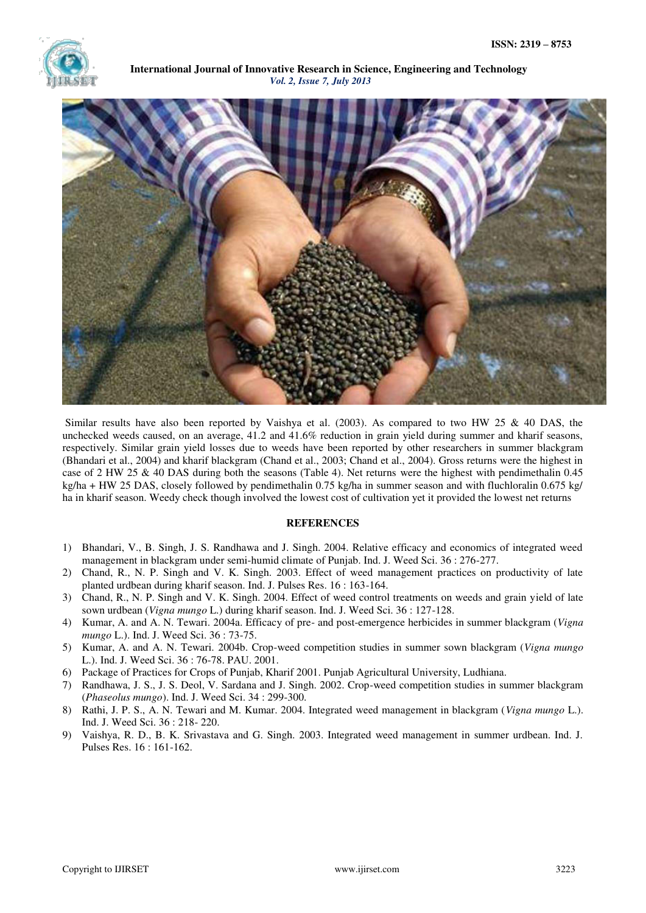Similar results have also been reported by Vaishya et al. (2003). As compared to two HW 25 & 40 DAS, the unchecked weeds caused, on an average, 41.2 and 41.6% reduction in grain yield during summer and kharif seasons, respectively. Similar grain yield losses due to weeds have been reported by other researchers in summer blackgram (Bhandari et al., 2004) and kharif blackgram (Chand et al., 2003; Chand et al., 2004). Gross returns were the highest in case of 2 HW 25 & 40 DAS during both the seasons (Table 4). Net returns were the highest with pendimethalin 0.45 kg/ha + HW 25 DAS, closely followed by pendimethalin 0.75 kg/ha in summer season and with fluchloralin 0.675 kg/ ha in kharif season. Weedy check though involved the lowest cost of cultivation yet it provided the lowest net returns

## REFERENCES

1) Bhandari, V., B. Singh, J. S. Randhawa and J. Singh. 2004. Relative efficacy and economics of integrated weed management in blackgram under semi-humid climate of Punjab. Ind. J. Weed Sci. 36 : 276-277.
2) Chand, R., N. P. Singh and V. K. Singh. 2003. Effect of weed management practices on productivity of late planted urdbean during kharif season. Ind. J. Pulses Res. 16 : 163-164.
3) Chand, R., N. P. Singh and V. K. Singh. 2004. Effect of weed control treatments on weeds and grain yield of late sown urdbean (*Vigna mungo* L.) during kharif season. Ind. J. Weed Sci. 36 : 127-128.
4) Kumar, A. and A. N. Tewari. 2004a. Efficacy of pre- and post-emergence herbicides in summer blackgram (*Vigna mungo* L.). Ind. J. Weed Sci. 36 : 73-75.
5) Kumar, A. and A. N. Tewari. 2004b. Crop-weed competition studies in summer sown blackgram (*Vigna mungo* L.). Ind. J. Weed Sci. 36 : 76-78. PAU. 2001.
6) Package of Practices for Crops of Punjab, Kharif 2001. Punjab Agricultural University, Ludhiana.
7) Randhawa, J. S., J. S. Deol, V. Sardana and J. Singh. 2002. Crop-weed competition studies in summer blackgram (*Phaseolus mungo*). Ind. J. Weed Sci. 34 : 299-300.
8) Rathi, J. P. S., A. N. Tewari and M. Kumar. 2004. Integrated weed management in blackgram (*Vigna mungo* L.). Ind. J. Weed Sci. 36 : 218- 220.
9) Vaishya, R. D., B. K. Srivastava and G. Singh. 2003. Integrated weed management in summer urdbean. Ind. J. Pulses Res. 16 : 161-162.